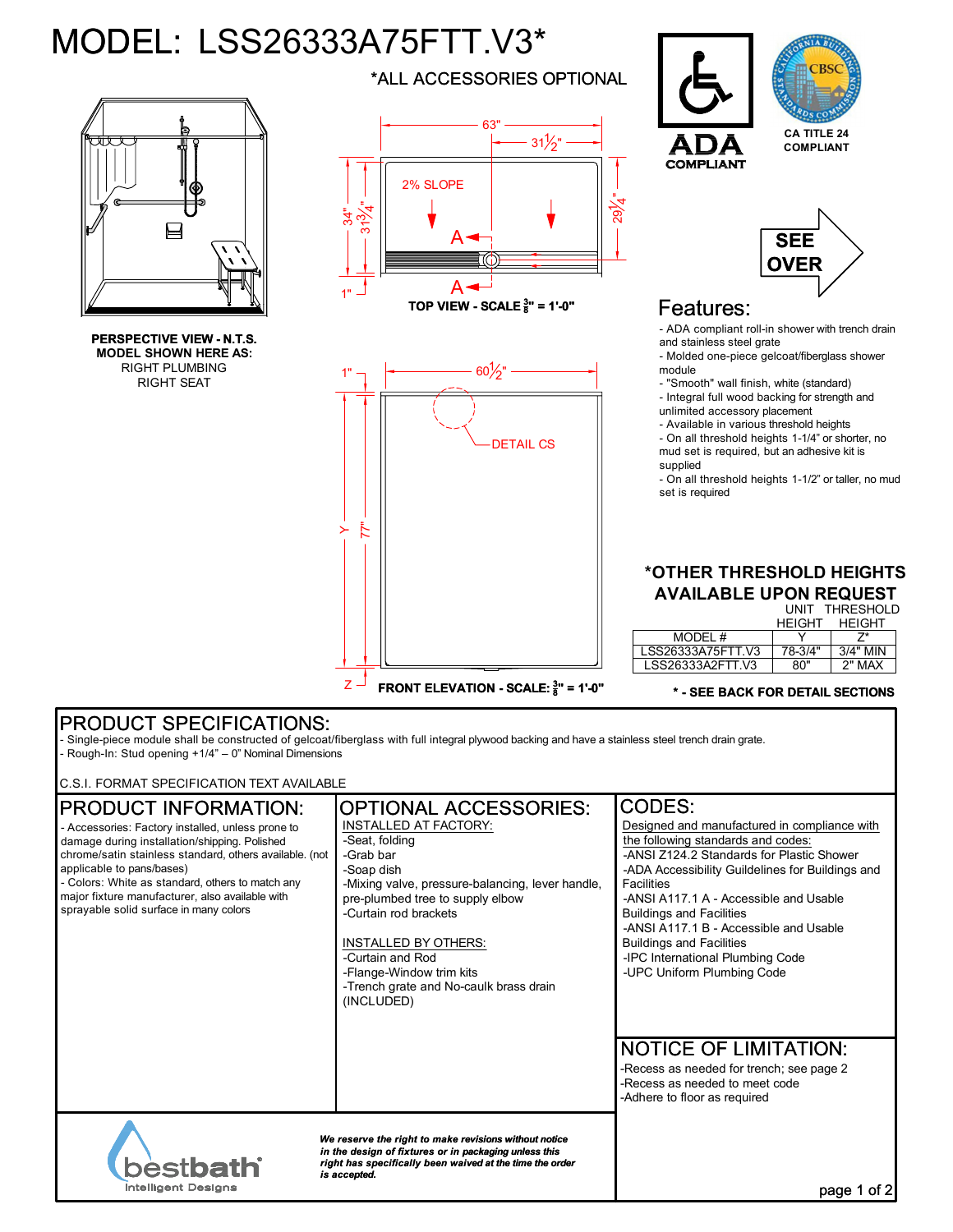# MODEL: LSS26333A75FTT.V3*

*ALL ACCESSORIES OPTIONAL

ADA COMPLIANT

CA TITLE 24 COMPLIANT

SEE OVER

PERSPECTIVE VIEW - N.T.S.
MODEL SHOWN HERE AS:
RIGHT PLUMBING
RIGHT SEAT

63"  31½"  34"  31¾"  29¼"  1"  2% SLOPE  A  A

TOP VIEW - SCALE ⅜" = 1'-0"

1"  60½"  DETAIL CS  Y  77"  Z

FRONT ELEVATION - SCALE: ⅜" = 1'-0"

## Features:

- ADA compliant roll-in shower with trench drain and stainless steel grate
- Molded one-piece gelcoat/fiberglass shower module
- "Smooth" wall finish, white (standard)
- Integral full wood backing for strength and unlimited accessory placement
- Available in various threshold heights
- On all threshold heights 1-1/4" or shorter, no mud set is required, but an adhesive kit is supplied
- On all threshold heights 1-1/2" or taller, no mud set is required

## *OTHER THRESHOLD HEIGHTS AVAILABLE UPON REQUEST

| MODEL # | UNIT HEIGHT Y | THRESHOLD HEIGHT Z* |
|---|---|---|
| LSS26333A75FTT.V3 | 78-3/4" | 3/4" MIN |
| LSS26333A2FTT.V3 | 80" | 2" MAX |

**\* - SEE BACK FOR DETAIL SECTIONS**

## PRODUCT SPECIFICATIONS:

- Single-piece module shall be constructed of gelcoat/fiberglass with full integral plywood backing and have a stainless steel trench drain grate.
- Rough-In: Stud opening +1/4" – 0" Nominal Dimensions

C.S.I. FORMAT SPECIFICATION TEXT AVAILABLE

## PRODUCT INFORMATION:

- Accessories: Factory installed, unless prone to damage during installation/shipping. Polished chrome/satin stainless standard, others available. (not applicable to pans/bases)
- Colors: White as standard, to match any major fixture manufacturer, also available with sprayable solid surface in many colors

## OPTIONAL ACCESSORIES:

INSTALLED AT FACTORY:
-Seat, folding
-Grab bar
-Soap dish
-Mixing valve, pressure-balancing, lever handle, pre-plumbed tree to supply elbow
-Curtain rod brackets

INSTALLED BY OTHERS:
-Curtain and Rod
-Flange-Window trim kits
-Trench grate and No-caulk brass drain (INCLUDED)

## CODES:

Designed and manufactured in compliance with the following standards and codes:
-ANSI Z124.2 Standards for Plastic Shower
-ADA Accessibility Guildelines for Buildings and Facilities
-ANSI A117.1 A - Accessible and Usable Buildings and Facilities
-ANSI A117.1 B - Accessible and Usable Buildings and Facilities
-IPC International Plumbing Code
-UPC Uniform Plumbing Code

## NOTICE OF LIMITATION:

-Recess as needed for trench; see page 2
-Recess as needed to meet code
-Adhere to floor as required

bestbath Intelligent Designs

***We reserve the right to make revisions without notice in the design of fixtures or in packaging unless this right has specifically been waived at the time the order is accepted.***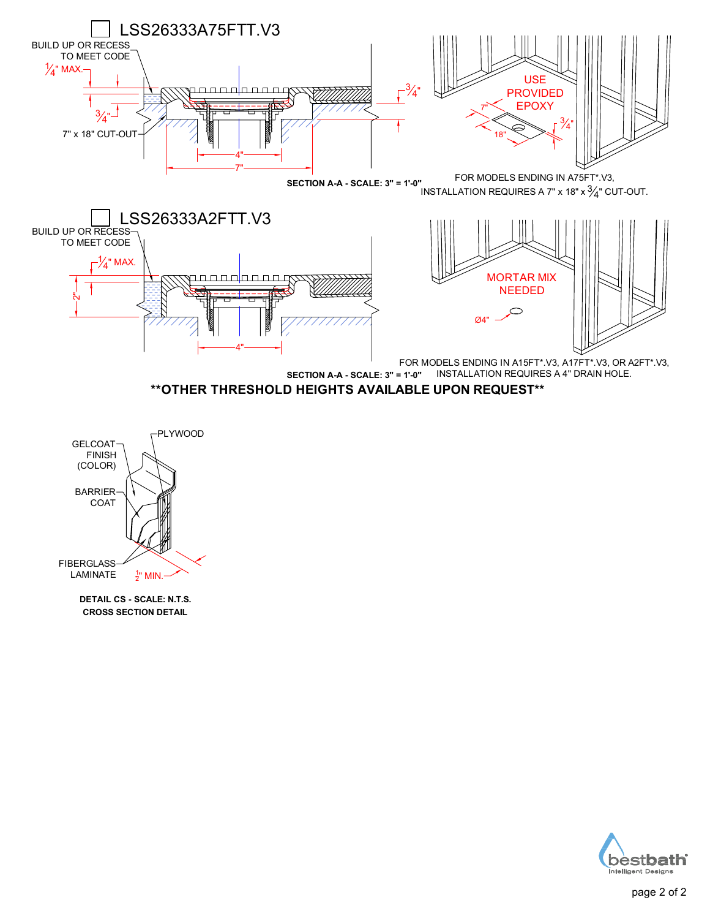☐ LSS26333A75FTT.V3

BUILD UP OR RECESS TO MEET CODE

1/4" MAX.

3/4"

7" x 18" CUT-OUT

4"

7"

3/4"

SECTION A-A - SCALE: 3" = 1'-0"

USE PROVIDED EPOXY

7"

18"

3/4"

FOR MODELS ENDING IN A75FT*.V3, INSTALLATION REQUIRES A 7" x 18" x 3/4" CUT-OUT.

☐ LSS26333A2FTT.V3

BUILD UP OR RECESS TO MEET CODE

1/4" MAX.

2"

4"

SECTION A-A - SCALE: 3" = 1'-0"

MORTAR MIX NEEDED

Ø4"

FOR MODELS ENDING IN A15FT*.V3, A17FT*.V3, OR A2FT*.V3, INSTALLATION REQUIRES A 4" DRAIN HOLE.

**OTHER THRESHOLD HEIGHTS AVAILABLE UPON REQUEST**

GELCOAT FINISH (COLOR)

PLYWOOD

BARRIER COAT

FIBERGLASS LAMINATE

1/2" MIN.

DETAIL CS - SCALE: N.T.S.
CROSS SECTION DETAIL

bestbath
Intelligent Designs